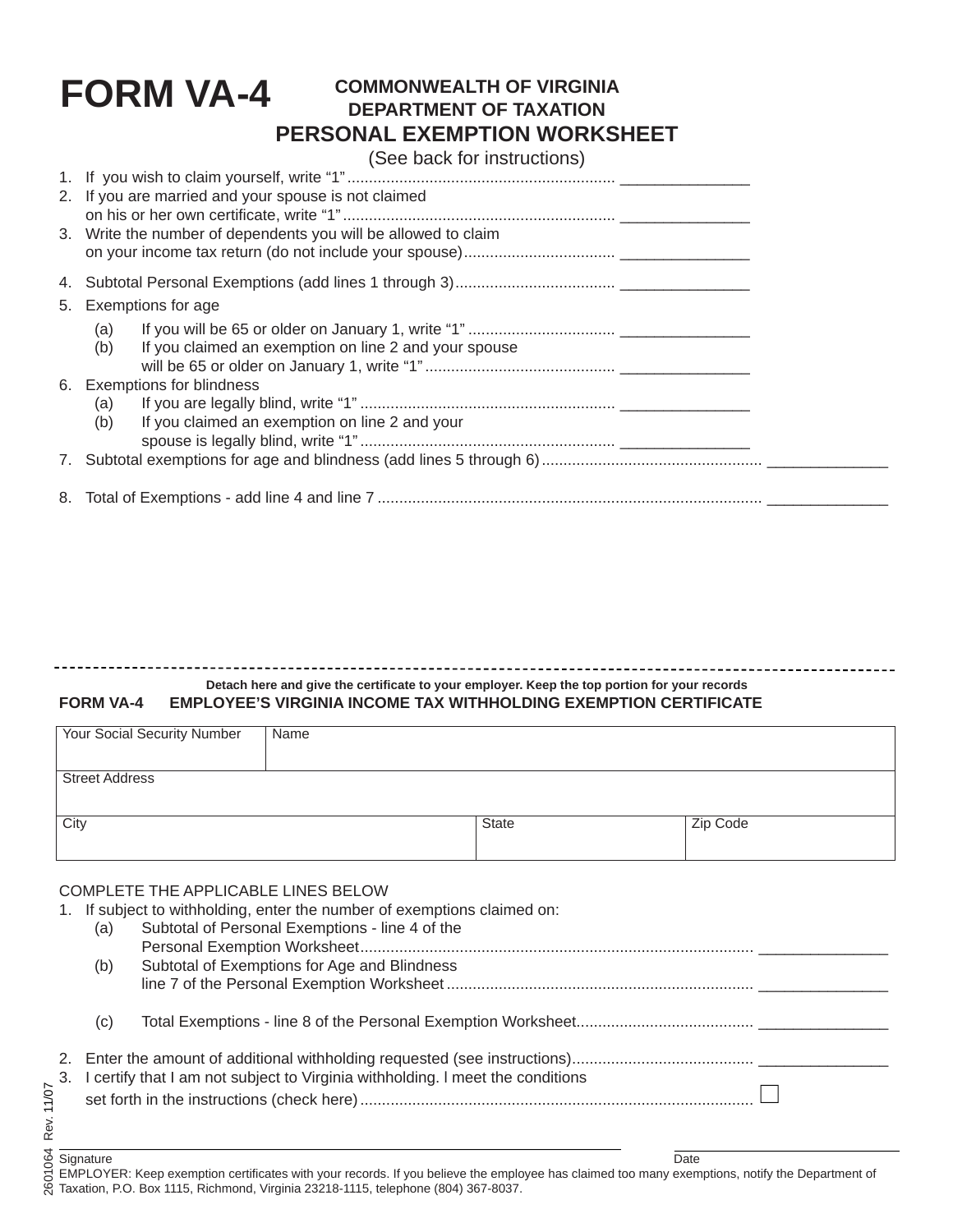# FORM VA-4

## COMMONWEALTH OF VIRGINIA
## DEPARTMENT OF TAXATION
## PERSONAL EXEMPTION WORKSHEET

(See back for instructions)

1. If you wish to claim yourself, write "1" .............................................................. _______________
2. If you are married and your spouse is not claimed on his or her own certificate, write "1" .............................................................. _______________
3. Write the number of dependents you will be allowed to claim on your income tax return (do not include your spouse) .................................. _______________
4. Subtotal Personal Exemptions (add lines 1 through 3) ..................................... _______________
5. Exemptions for age
   - (a) If you will be 65 or older on January 1, write "1" .................................. _______________
   - (b) If you claimed an exemption on line 2 and your spouse will be 65 or older on January 1, write "1" ........................................... _______________
6. Exemptions for blindness
   - (a) If you are legally blind, write "1" ........................................................... _______________
   - (b) If you claimed an exemption on line 2 and your spouse is legally blind, write "1" ........................................................... _______________
7. Subtotal exemptions for age and blindness (add lines 5 through 6) .................................................. ______________
8. Total of Exemptions - add line 4 and line 7 ........................................................................................ ______________

---

**Detach here and give the certificate to your employer. Keep the top portion for your records**

## FORM VA-4 EMPLOYEE'S VIRGINIA INCOME TAX WITHHOLDING EXEMPTION CERTIFICATE

| Your Social Security Number | Name | |
|---|---|---|
| Street Address | | |
| City | State | Zip Code |

COMPLETE THE APPLICABLE LINES BELOW

1. If subject to withholding, enter the number of exemptions claimed on:
   - (a) Subtotal of Personal Exemptions - line 4 of the Personal Exemption Worksheet.......................................................................................... _______________
   - (b) Subtotal of Exemptions for Age and Blindness line 7 of the Personal Exemption Worksheet ...................................................................... _______________
   - (c) Total Exemptions - line 8 of the Personal Exemption Worksheet......................................... _______________
2. Enter the amount of additional withholding requested (see instructions).......................................... _______________
3. I certify that I am not subject to Virginia withholding. I meet the conditions set forth in the instructions (check here) .......................................................................................... ☐

Signature ______________________________ Date ______________

EMPLOYER: Keep exemption certificates with your records. If you believe the employee has claimed too many exemptions, notify the Department of Taxation, P.O. Box 1115, Richmond, Virginia 23218-1115, telephone (804) 367-8037.

2601064 Rev. 11/07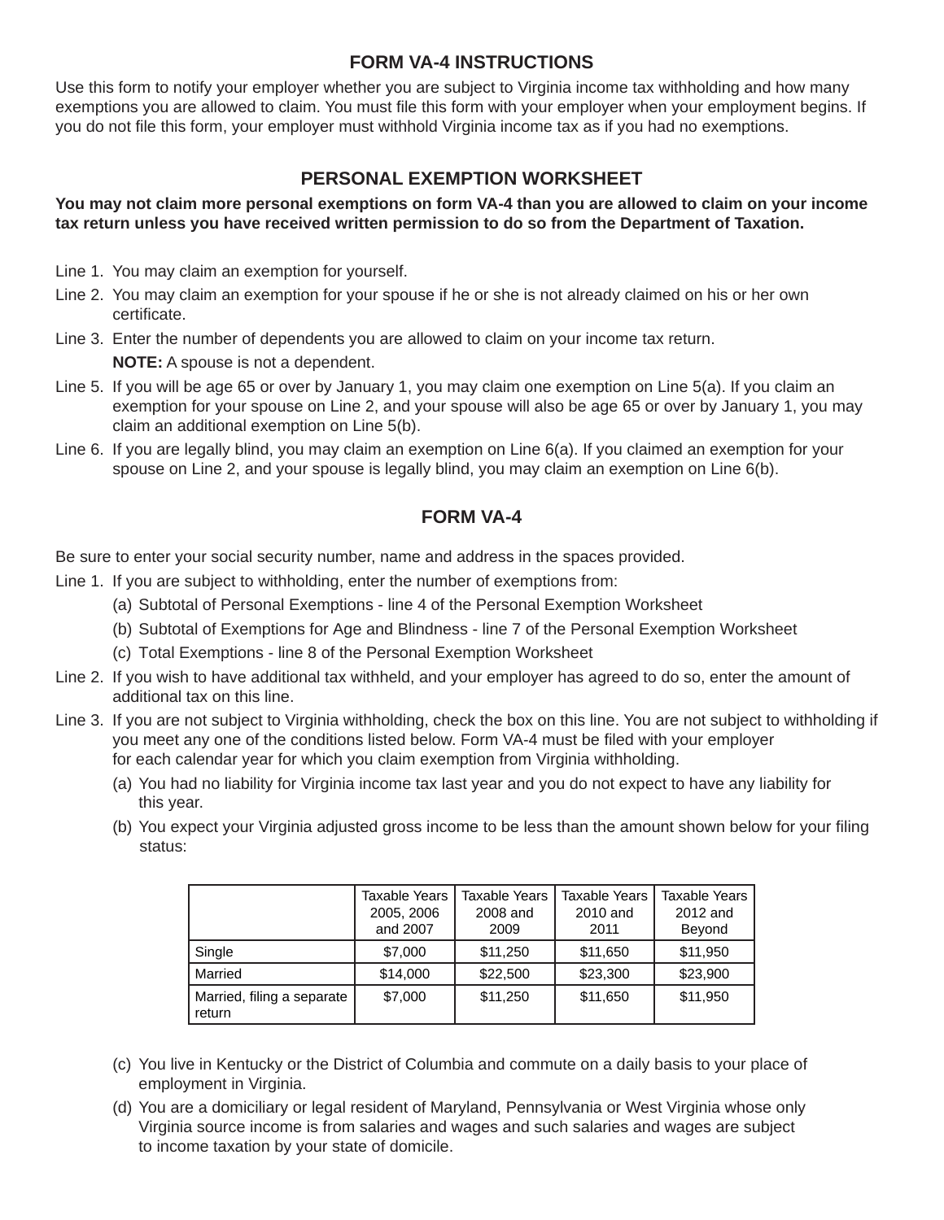## FORM VA-4 INSTRUCTIONS

Use this form to notify your employer whether you are subject to Virginia income tax withholding and how many exemptions you are allowed to claim. You must file this form with your employer when your employment begins. If you do not file this form, your employer must withhold Virginia income tax as if you had no exemptions.

## PERSONAL EXEMPTION WORKSHEET

**You may not claim more personal exemptions on form VA-4 than you are allowed to claim on your income tax return unless you have received written permission to do so from the Department of Taxation.**

Line 1. You may claim an exemption for yourself.

Line 2. You may claim an exemption for your spouse if he or she is not already claimed on his or her own certificate.

Line 3. Enter the number of dependents you are allowed to claim on your income tax return.
**NOTE:** A spouse is not a dependent.

Line 5. If you will be age 65 or over by January 1, you may claim one exemption on Line 5(a). If you claim an exemption for your spouse on Line 2, and your spouse will also be age 65 or over by January 1, you may claim an additional exemption on Line 5(b).

Line 6. If you are legally blind, you may claim an exemption on Line 6(a). If you claimed an exemption for your spouse on Line 2, and your spouse is legally blind, you may claim an exemption on Line 6(b).

## FORM VA-4

Be sure to enter your social security number, name and address in the spaces provided.

Line 1. If you are subject to withholding, enter the number of exemptions from:

- (a) Subtotal of Personal Exemptions - line 4 of the Personal Exemption Worksheet
- (b) Subtotal of Exemptions for Age and Blindness - line 7 of the Personal Exemption Worksheet
- (c) Total Exemptions - line 8 of the Personal Exemption Worksheet

Line 2. If you wish to have additional tax withheld, and your employer has agreed to do so, enter the amount of additional tax on this line.

Line 3. If you are not subject to Virginia withholding, check the box on this line. You are not subject to withholding if you meet any one of the conditions listed below. Form VA-4 must be filed with your employer for each calendar year for which you claim exemption from Virginia withholding.

- (a) You had no liability for Virginia income tax last year and you do not expect to have any liability for this year.
- (b) You expect your Virginia adjusted gross income to be less than the amount shown below for your filing status:

| | Taxable Years 2005, 2006 and 2007 | Taxable Years 2008 and 2009 | Taxable Years 2010 and 2011 | Taxable Years 2012 and Beyond |
|---|---|---|---|---|
| Single | $7,000 | $11,250 | $11,650 | $11,950 |
| Married | $14,000 | $22,500 | $23,300 | $23,900 |
| Married, filing a separate return | $7,000 | $11,250 | $11,650 | $11,950 |

- (c) You live in Kentucky or the District of Columbia and commute on a daily basis to your place of employment in Virginia.
- (d) You are a domiciliary or legal resident of Maryland, Pennsylvania or West Virginia whose only Virginia source income is from salaries and wages and such salaries and wages are subject to income taxation by your state of domicile.